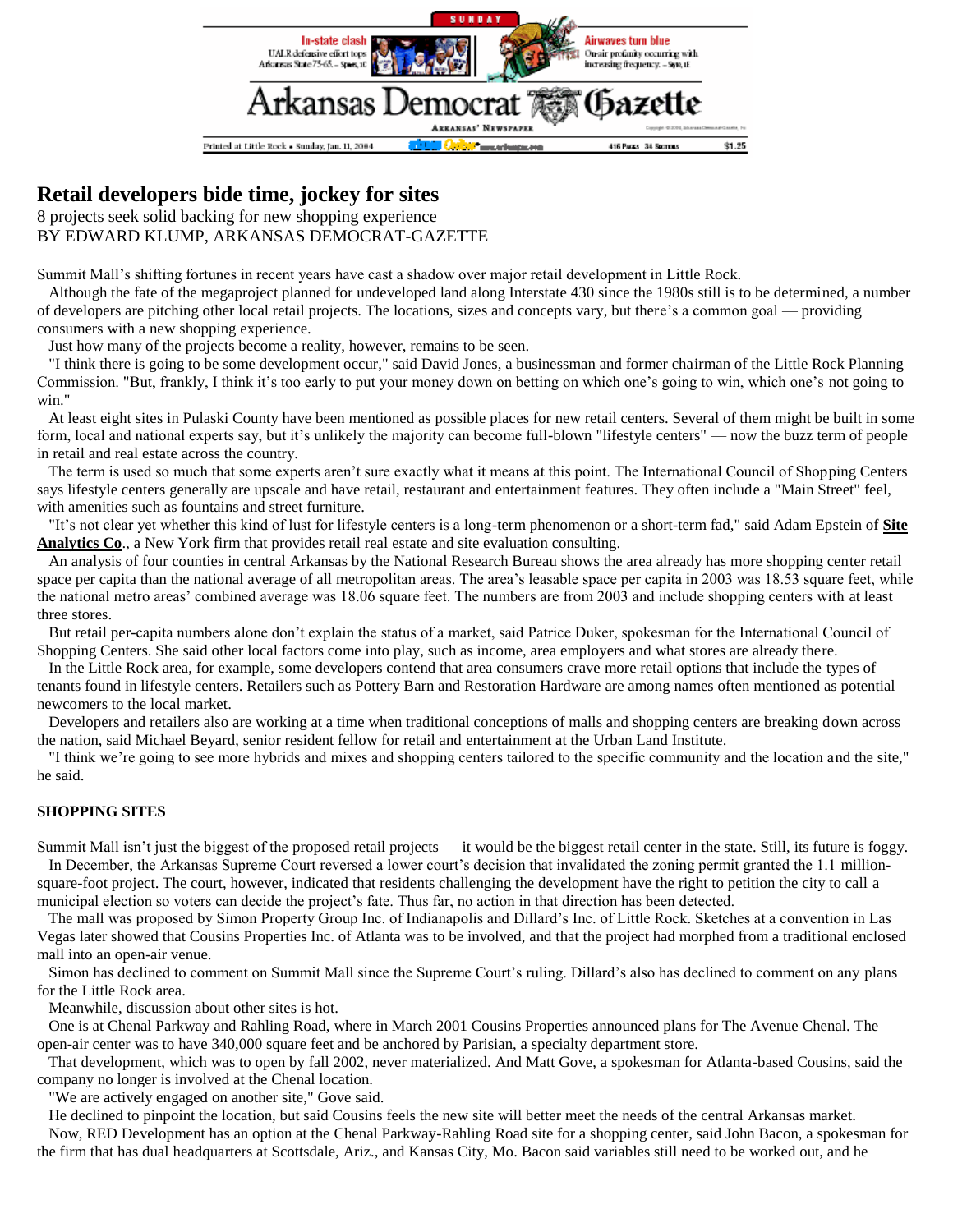# Retail developers bide time, jockey for sites

8 projects seek solid backing for new shopping experience

BY EDWARD KLUMP, ARKANSAS DEMOCRAT-GAZETTE

Summit Mall's shifting fortunes in recent years have cast a shadow over major retail development in Little Rock.

Although the fate of the megaproject planned for undeveloped land along Interstate 430 since the 1980s still is to be determined, a number of developers are pitching other local retail projects. The locations, sizes and concepts vary, but there's a common goal — providing consumers with a new shopping experience.

Just how many of the projects become a reality, however, remains to be seen.

"I think there is going to be some development occur," said David Jones, a businessman and former chairman of the Little Rock Planning Commission. "But, frankly, I think it's too early to put your money down on betting on which one's going to win, which one's not going to win."

At least eight sites in Pulaski County have been mentioned as possible places for new retail centers. Several of them might be built in some form, local and national experts say, but it's unlikely the majority can become full-blown "lifestyle centers" — now the buzz term of people in retail and real estate across the country.

The term is used so much that some experts aren't sure exactly what it means at this point. The International Council of Shopping Centers says lifestyle centers generally are upscale and have retail, restaurant and entertainment features. They often include a "Main Street" feel, with amenities such as fountains and street furniture.

"It's not clear yet whether this kind of lust for lifestyle centers is a long-term phenomenon or a short-term fad," said Adam Epstein of **Site Analytics Co**., a New York firm that provides retail real estate and site evaluation consulting.

An analysis of four counties in central Arkansas by the National Research Bureau shows the area already has more shopping center retail space per capita than the national average of all metropolitan areas. The area's leasable space per capita in 2003 was 18.53 square feet, while the national metro areas' combined average was 18.06 square feet. The numbers are from 2003 and include shopping centers with at least three stores.

But retail per-capita numbers alone don't explain the status of a market, said Patrice Duker, spokesman for the International Council of Shopping Centers. She said other local factors come into play, such as income, area employers and what stores are already there.

In the Little Rock area, for example, some developers contend that area consumers crave more retail options that include the types of tenants found in lifestyle centers. Retailers such as Pottery Barn and Restoration Hardware are among names often mentioned as potential newcomers to the local market.

Developers and retailers also are working at a time when traditional conceptions of malls and shopping centers are breaking down across the nation, said Michael Beyard, senior resident fellow for retail and entertainment at the Urban Land Institute.

"I think we're going to see more hybrids and mixes and shopping centers tailored to the specific community and the location and the site," he said.

**SHOPPING SITES**

Summit Mall isn't just the biggest of the proposed retail projects — it would be the biggest retail center in the state. Still, its future is foggy.

In December, the Arkansas Supreme Court reversed a lower court's decision that invalidated the zoning permit granted the 1.1 million-square-foot project. The court, however, indicated that residents challenging the development have the right to petition the city to call a municipal election so voters can decide the project's fate. Thus far, no action in that direction has been detected.

The mall was proposed by Simon Property Group Inc. of Indianapolis and Dillard's Inc. of Little Rock. Sketches at a convention in Las Vegas later showed that Cousins Properties Inc. of Atlanta was to be involved, and that the project had morphed from a traditional enclosed mall into an open-air venue.

Simon has declined to comment on Summit Mall since the Supreme Court's ruling. Dillard's also has declined to comment on any plans for the Little Rock area.

Meanwhile, discussion about other sites is hot.

One is at Chenal Parkway and Rahling Road, where in March 2001 Cousins Properties announced plans for The Avenue Chenal. The open-air center was to have 340,000 square feet and be anchored by Parisian, a specialty department store.

That development, which was to open by fall 2002, never materialized. And Matt Gove, a spokesman for Atlanta-based Cousins, said the company no longer is involved at the Chenal location.

"We are actively engaged on another site," Gove said.

He declined to pinpoint the location, but said Cousins feels the new site will better meet the needs of the central Arkansas market.

Now, RED Development has an option at the Chenal Parkway-Rahling Road site for a shopping center, said John Bacon, a spokesman for the firm that has dual headquarters at Scottsdale, Ariz., and Kansas City, Mo. Bacon said variables still need to be worked out, and he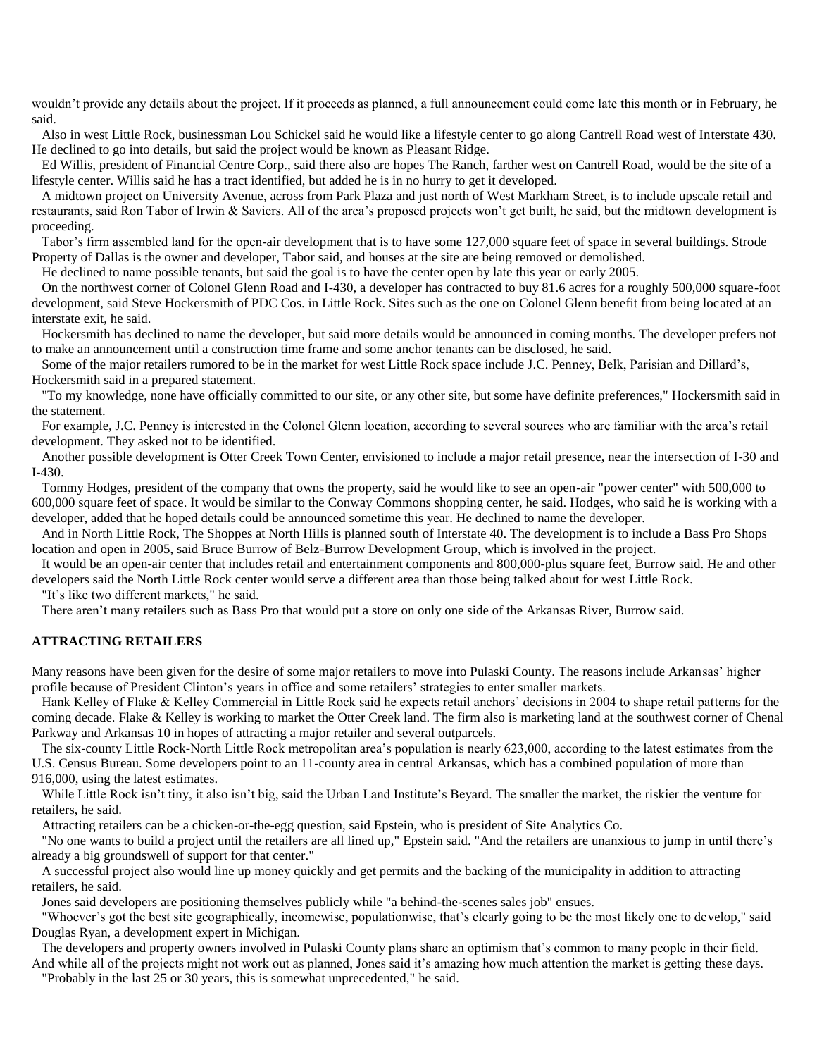wouldn’t provide any details about the project. If it proceeds as planned, a full announcement could come late this month or in February, he said.

Also in west Little Rock, businessman Lou Schickel said he would like a lifestyle center to go along Cantrell Road west of Interstate 430. He declined to go into details, but said the project would be known as Pleasant Ridge.

Ed Willis, president of Financial Centre Corp., said there also are hopes The Ranch, farther west on Cantrell Road, would be the site of a lifestyle center. Willis said he has a tract identified, but added he is in no hurry to get it developed.

A midtown project on University Avenue, across from Park Plaza and just north of West Markham Street, is to include upscale retail and restaurants, said Ron Tabor of Irwin & Saviers. All of the area’s proposed projects won’t get built, he said, but the midtown development is proceeding.

Tabor’s firm assembled land for the open-air development that is to have some 127,000 square feet of space in several buildings. Strode Property of Dallas is the owner and developer, Tabor said, and houses at the site are being removed or demolished.

He declined to name possible tenants, but said the goal is to have the center open by late this year or early 2005.

On the northwest corner of Colonel Glenn Road and I-430, a developer has contracted to buy 81.6 acres for a roughly 500,000 square-foot development, said Steve Hockersmith of PDC Cos. in Little Rock. Sites such as the one on Colonel Glenn benefit from being located at an interstate exit, he said.

Hockersmith has declined to name the developer, but said more details would be announced in coming months. The developer prefers not to make an announcement until a construction time frame and some anchor tenants can be disclosed, he said.

Some of the major retailers rumored to be in the market for west Little Rock space include J.C. Penney, Belk, Parisian and Dillard’s, Hockersmith said in a prepared statement.

"To my knowledge, none have officially committed to our site, or any other site, but some have definite preferences," Hockersmith said in the statement.

For example, J.C. Penney is interested in the Colonel Glenn location, according to several sources who are familiar with the area’s retail development. They asked not to be identified.

Another possible development is Otter Creek Town Center, envisioned to include a major retail presence, near the intersection of I-30 and I-430.

Tommy Hodges, president of the company that owns the property, said he would like to see an open-air "power center" with 500,000 to 600,000 square feet of space. It would be similar to the Conway Commons shopping center, he said. Hodges, who said he is working with a developer, added that he hoped details could be announced sometime this year. He declined to name the developer.

And in North Little Rock, The Shoppes at North Hills is planned south of Interstate 40. The development is to include a Bass Pro Shops location and open in 2005, said Bruce Burrow of Belz-Burrow Development Group, which is involved in the project.

It would be an open-air center that includes retail and entertainment components and 800,000-plus square feet, Burrow said. He and other developers said the North Little Rock center would serve a different area than those being talked about for west Little Rock.

"It’s like two different markets," he said.

There aren’t many retailers such as Bass Pro that would put a store on only one side of the Arkansas River, Burrow said.

**ATTRACTING RETAILERS**

Many reasons have been given for the desire of some major retailers to move into Pulaski County. The reasons include Arkansas’ higher profile because of President Clinton’s years in office and some retailers’ strategies to enter smaller markets.

Hank Kelley of Flake & Kelley Commercial in Little Rock said he expects retail anchors’ decisions in 2004 to shape retail patterns for the coming decade. Flake & Kelley is working to market the Otter Creek land. The firm also is marketing land at the southwest corner of Chenal Parkway and Arkansas 10 in hopes of attracting a major retailer and several outparcels.

The six-county Little Rock-North Little Rock metropolitan area’s population is nearly 623,000, according to the latest estimates from the U.S. Census Bureau. Some developers point to an 11-county area in central Arkansas, which has a combined population of more than 916,000, using the latest estimates.

While Little Rock isn’t tiny, it also isn’t big, said the Urban Land Institute’s Beyard. The smaller the market, the riskier the venture for retailers, he said.

Attracting retailers can be a chicken-or-the-egg question, said Epstein, who is president of Site Analytics Co.

"No one wants to build a project until the retailers are all lined up," Epstein said. "And the retailers are unanxious to jump in until there’s already a big groundswell of support for that center."

A successful project also would line up money quickly and get permits and the backing of the municipality in addition to attracting retailers, he said.

Jones said developers are positioning themselves publicly while "a behind-the-scenes sales job" ensues.

"Whoever’s got the best site geographically, incomewise, populationwise, that’s clearly going to be the most likely one to develop," said Douglas Ryan, a development expert in Michigan.

The developers and property owners involved in Pulaski County plans share an optimism that’s common to many people in their field. And while all of the projects might not work out as planned, Jones said it’s amazing how much attention the market is getting these days.

"Probably in the last 25 or 30 years, this is somewhat unprecedented," he said.